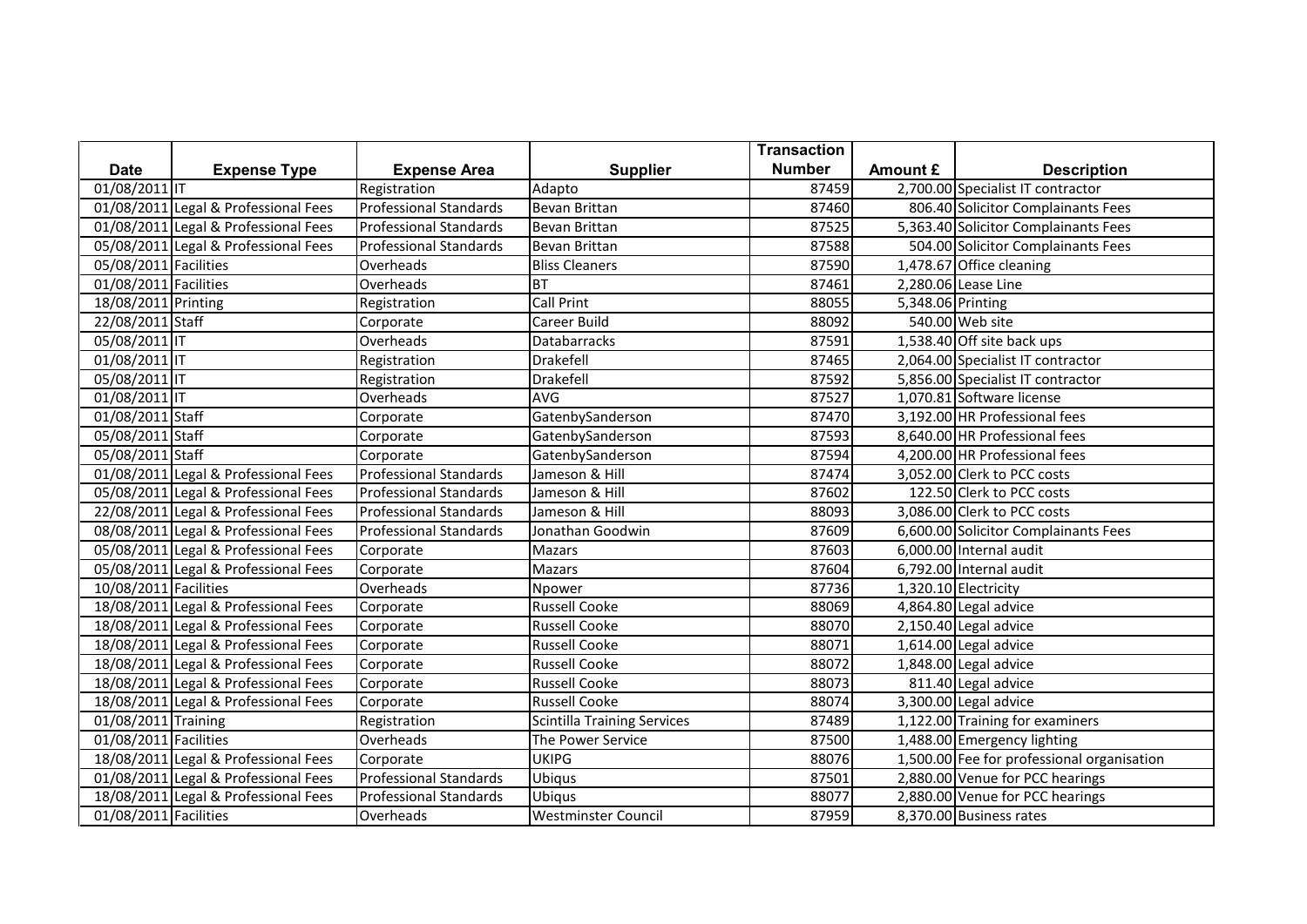| Date | Expense Type | Expense Area | Supplier | Transaction Number | Amount £ | Description |
|---|---|---|---|---|---|---|
| 01/08/2011 | IT | Registration | Adapto | 87459 | 2,700.00 | Specialist IT contractor |
| 01/08/2011 | Legal & Professional Fees | Professional Standards | Bevan Brittan | 87460 | 806.40 | Solicitor Complainants Fees |
| 01/08/2011 | Legal & Professional Fees | Professional Standards | Bevan Brittan | 87525 | 5,363.40 | Solicitor Complainants Fees |
| 05/08/2011 | Legal & Professional Fees | Professional Standards | Bevan Brittan | 87588 | 504.00 | Solicitor Complainants Fees |
| 05/08/2011 | Facilities | Overheads | Bliss Cleaners | 87590 | 1,478.67 | Office cleaning |
| 01/08/2011 | Facilities | Overheads | BT | 87461 | 2,280.06 | Lease Line |
| 18/08/2011 | Printing | Registration | Call Print | 88055 | 5,348.06 | Printing |
| 22/08/2011 | Staff | Corporate | Career Build | 88092 | 540.00 | Web site |
| 05/08/2011 | IT | Overheads | Databarracks | 87591 | 1,538.40 | Off site back ups |
| 01/08/2011 | IT | Registration | Drakefell | 87465 | 2,064.00 | Specialist IT contractor |
| 05/08/2011 | IT | Registration | Drakefell | 87592 | 5,856.00 | Specialist IT contractor |
| 01/08/2011 | IT | Overheads | AVG | 87527 | 1,070.81 | Software license |
| 01/08/2011 | Staff | Corporate | GatenbySanderson | 87470 | 3,192.00 | HR Professional fees |
| 05/08/2011 | Staff | Corporate | GatenbySanderson | 87593 | 8,640.00 | HR Professional fees |
| 05/08/2011 | Staff | Corporate | GatenbySanderson | 87594 | 4,200.00 | HR Professional fees |
| 01/08/2011 | Legal & Professional Fees | Professional Standards | Jameson & Hill | 87474 | 3,052.00 | Clerk to PCC costs |
| 05/08/2011 | Legal & Professional Fees | Professional Standards | Jameson & Hill | 87602 | 122.50 | Clerk to PCC costs |
| 22/08/2011 | Legal & Professional Fees | Professional Standards | Jameson & Hill | 88093 | 3,086.00 | Clerk to PCC costs |
| 08/08/2011 | Legal & Professional Fees | Professional Standards | Jonathan Goodwin | 87609 | 6,600.00 | Solicitor Complainants Fees |
| 05/08/2011 | Legal & Professional Fees | Corporate | Mazars | 87603 | 6,000.00 | Internal audit |
| 05/08/2011 | Legal & Professional Fees | Corporate | Mazars | 87604 | 6,792.00 | Internal audit |
| 10/08/2011 | Facilities | Overheads | Npower | 87736 | 1,320.10 | Electricity |
| 18/08/2011 | Legal & Professional Fees | Corporate | Russell Cooke | 88069 | 4,864.80 | Legal advice |
| 18/08/2011 | Legal & Professional Fees | Corporate | Russell Cooke | 88070 | 2,150.40 | Legal advice |
| 18/08/2011 | Legal & Professional Fees | Corporate | Russell Cooke | 88071 | 1,614.00 | Legal advice |
| 18/08/2011 | Legal & Professional Fees | Corporate | Russell Cooke | 88072 | 1,848.00 | Legal advice |
| 18/08/2011 | Legal & Professional Fees | Corporate | Russell Cooke | 88073 | 811.40 | Legal advice |
| 18/08/2011 | Legal & Professional Fees | Corporate | Russell Cooke | 88074 | 3,300.00 | Legal advice |
| 01/08/2011 | Training | Registration | Scintilla Training Services | 87489 | 1,122.00 | Training for examiners |
| 01/08/2011 | Facilities | Overheads | The Power Service | 87500 | 1,488.00 | Emergency lighting |
| 18/08/2011 | Legal & Professional Fees | Corporate | UKIPG | 88076 | 1,500.00 | Fee for professional organisation |
| 01/08/2011 | Legal & Professional Fees | Professional Standards | Ubiqus | 87501 | 2,880.00 | Venue for PCC hearings |
| 18/08/2011 | Legal & Professional Fees | Professional Standards | Ubiqus | 88077 | 2,880.00 | Venue for PCC hearings |
| 01/08/2011 | Facilities | Overheads | Westminster Council | 87959 | 8,370.00 | Business rates |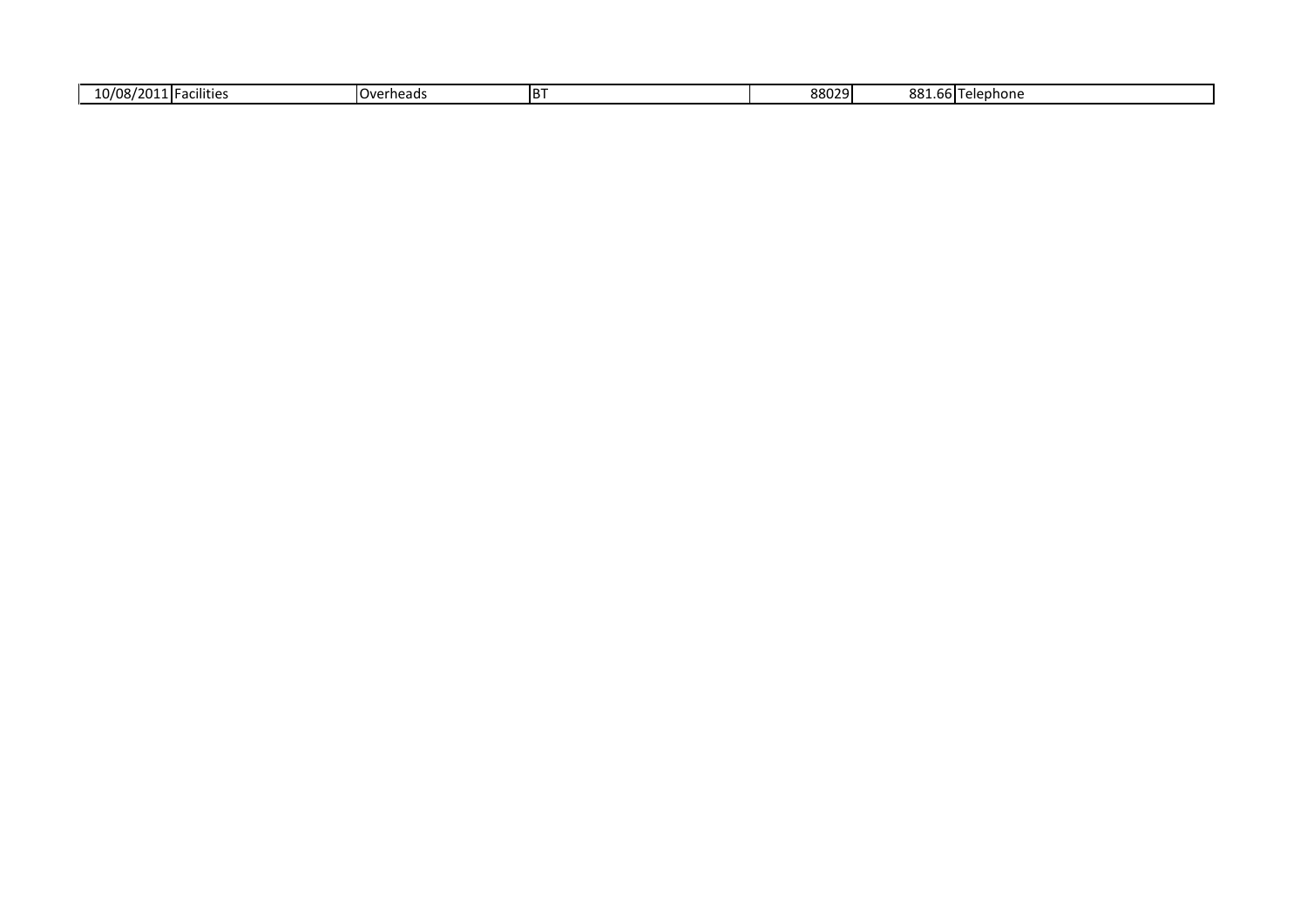| | | | | | | |
|---|---|---|---|---|---|---|
| 10/08/2011 | Facilities | Overheads | BT | 88029 | 881.66 | Telephone |